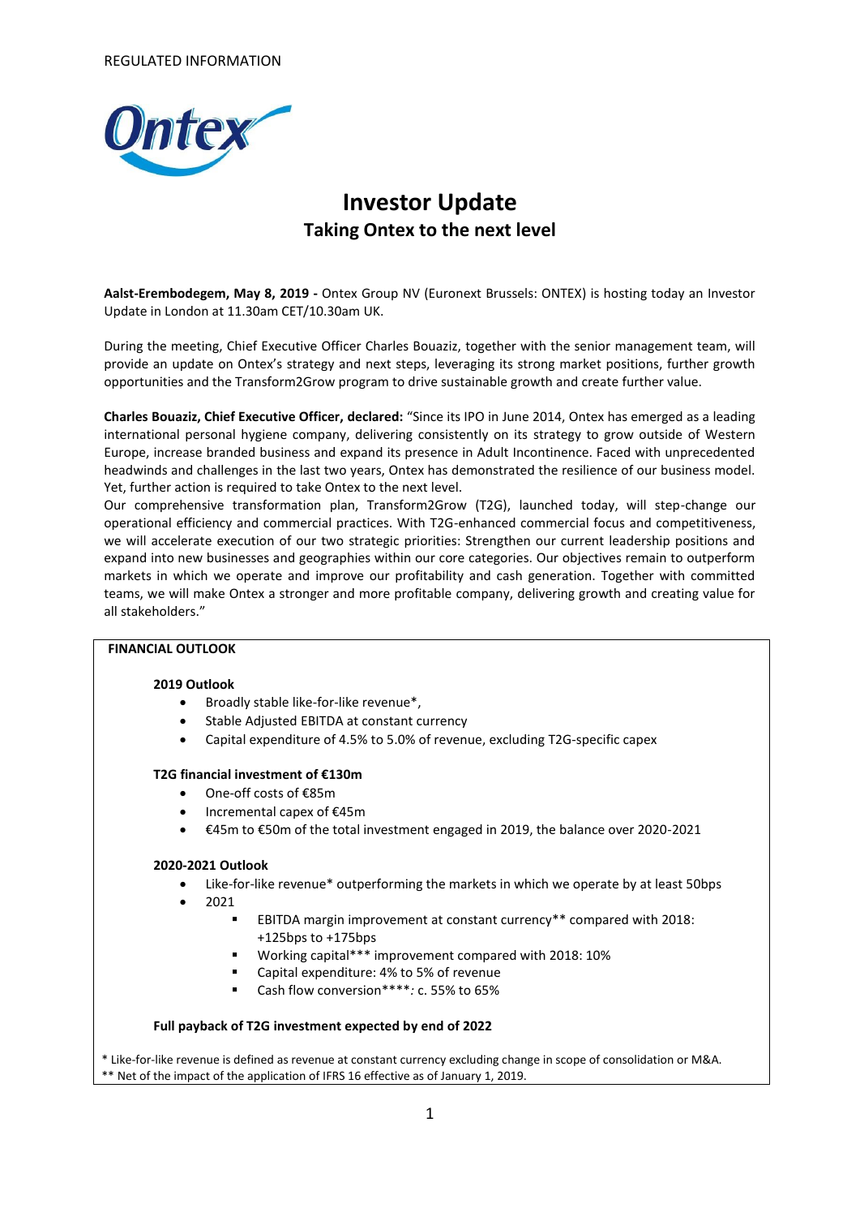REGULATED INFORMATION

# Investor Update
## Taking Ontex to the next level

**Aalst-Erembodegem, May 8, 2019 -** Ontex Group NV (Euronext Brussels: ONTEX) is hosting today an Investor Update in London at 11.30am CET/10.30am UK.

During the meeting, Chief Executive Officer Charles Bouaziz, together with the senior management team, will provide an update on Ontex's strategy and next steps, leveraging its strong market positions, further growth opportunities and the Transform2Grow program to drive sustainable growth and create further value.

**Charles Bouaziz, Chief Executive Officer, declared:** "Since its IPO in June 2014, Ontex has emerged as a leading international personal hygiene company, delivering consistently on its strategy to grow outside of Western Europe, increase branded business and expand its presence in Adult Incontinence. Faced with unprecedented headwinds and challenges in the last two years, Ontex has demonstrated the resilience of our business model. Yet, further action is required to take Ontex to the next level.
Our comprehensive transformation plan, Transform2Grow (T2G), launched today, will step-change our operational efficiency and commercial practices. With T2G-enhanced commercial focus and competitiveness, we will accelerate execution of our two strategic priorities: Strengthen our current leadership positions and expand into new businesses and geographies within our core categories. Our objectives remain to outperform markets in which we operate and improve our profitability and cash generation. Together with committed teams, we will make Ontex a stronger and more profitable company, delivering growth and creating value for all stakeholders."

**FINANCIAL OUTLOOK**

**2019 Outlook**

- Broadly stable like-for-like revenue*,
- Stable Adjusted EBITDA at constant currency
- Capital expenditure of 4.5% to 5.0% of revenue, excluding T2G-specific capex

**T2G financial investment of €130m**

- One-off costs of €85m
- Incremental capex of €45m
- €45m to €50m of the total investment engaged in 2019, the balance over 2020-2021

**2020-2021 Outlook**

- Like-for-like revenue* outperforming the markets in which we operate by at least 50bps
- 2021
  - EBITDA margin improvement at constant currency** compared with 2018: +125bps to +175bps
  - Working capital*** improvement compared with 2018: 10%
  - Capital expenditure: 4% to 5% of revenue
  - Cash flow conversion****: c. 55% to 65%

**Full payback of T2G investment expected by end of 2022**

\* Like-for-like revenue is defined as revenue at constant currency excluding change in scope of consolidation or M&A.
\** Net of the impact of the application of IFRS 16 effective as of January 1, 2019.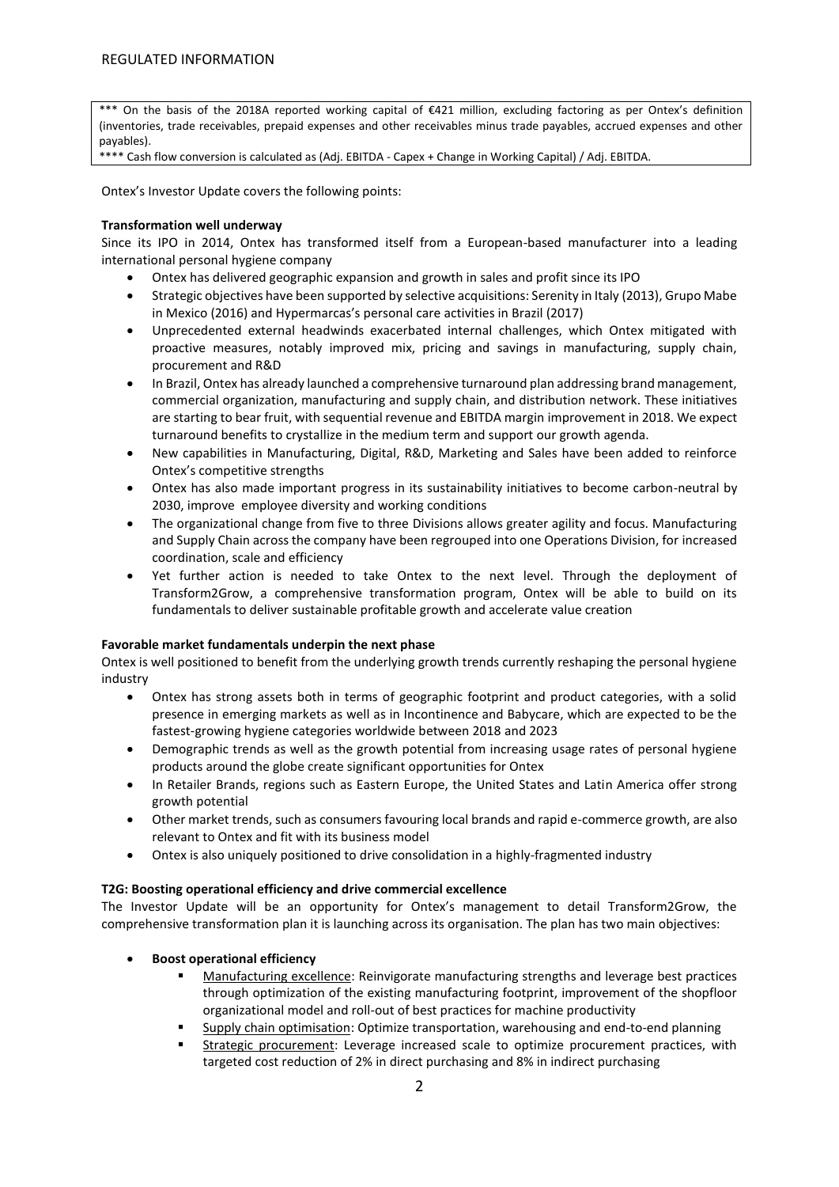*** On the basis of the 2018A reported working capital of €421 million, excluding factoring as per Ontex's definition (inventories, trade receivables, prepaid expenses and other receivables minus trade payables, accrued expenses and other payables).

**** Cash flow conversion is calculated as (Adj. EBITDA - Capex + Change in Working Capital) / Adj. EBITDA.

Ontex's Investor Update covers the following points:

**Transformation well underway**

Since its IPO in 2014, Ontex has transformed itself from a European-based manufacturer into a leading international personal hygiene company

- Ontex has delivered geographic expansion and growth in sales and profit since its IPO
- Strategic objectives have been supported by selective acquisitions: Serenity in Italy (2013), Grupo Mabe in Mexico (2016) and Hypermarcas's personal care activities in Brazil (2017)
- Unprecedented external headwinds exacerbated internal challenges, which Ontex mitigated with proactive measures, notably improved mix, pricing and savings in manufacturing, supply chain, procurement and R&D
- In Brazil, Ontex has already launched a comprehensive turnaround plan addressing brand management, commercial organization, manufacturing and supply chain, and distribution network. These initiatives are starting to bear fruit, with sequential revenue and EBITDA margin improvement in 2018. We expect turnaround benefits to crystallize in the medium term and support our growth agenda.
- New capabilities in Manufacturing, Digital, R&D, Marketing and Sales have been added to reinforce Ontex's competitive strengths
- Ontex has also made important progress in its sustainability initiatives to become carbon-neutral by 2030, improve employee diversity and working conditions
- The organizational change from five to three Divisions allows greater agility and focus. Manufacturing and Supply Chain across the company have been regrouped into one Operations Division, for increased coordination, scale and efficiency
- Yet further action is needed to take Ontex to the next level. Through the deployment of Transform2Grow, a comprehensive transformation program, Ontex will be able to build on its fundamentals to deliver sustainable profitable growth and accelerate value creation

**Favorable market fundamentals underpin the next phase**

Ontex is well positioned to benefit from the underlying growth trends currently reshaping the personal hygiene industry

- Ontex has strong assets both in terms of geographic footprint and product categories, with a solid presence in emerging markets as well as in Incontinence and Babycare, which are expected to be the fastest-growing hygiene categories worldwide between 2018 and 2023
- Demographic trends as well as the growth potential from increasing usage rates of personal hygiene products around the globe create significant opportunities for Ontex
- In Retailer Brands, regions such as Eastern Europe, the United States and Latin America offer strong growth potential
- Other market trends, such as consumers favouring local brands and rapid e-commerce growth, are also relevant to Ontex and fit with its business model
- Ontex is also uniquely positioned to drive consolidation in a highly-fragmented industry

**T2G: Boosting operational efficiency and drive commercial excellence**

The Investor Update will be an opportunity for Ontex's management to detail Transform2Grow, the comprehensive transformation plan it is launching across its organisation. The plan has two main objectives:

- **Boost operational efficiency**
  - Manufacturing excellence: Reinvigorate manufacturing strengths and leverage best practices through optimization of the existing manufacturing footprint, improvement of the shopfloor organizational model and roll-out of best practices for machine productivity
  - Supply chain optimisation: Optimize transportation, warehousing and end-to-end planning
  - Strategic procurement: Leverage increased scale to optimize procurement practices, with targeted cost reduction of 2% in direct purchasing and 8% in indirect purchasing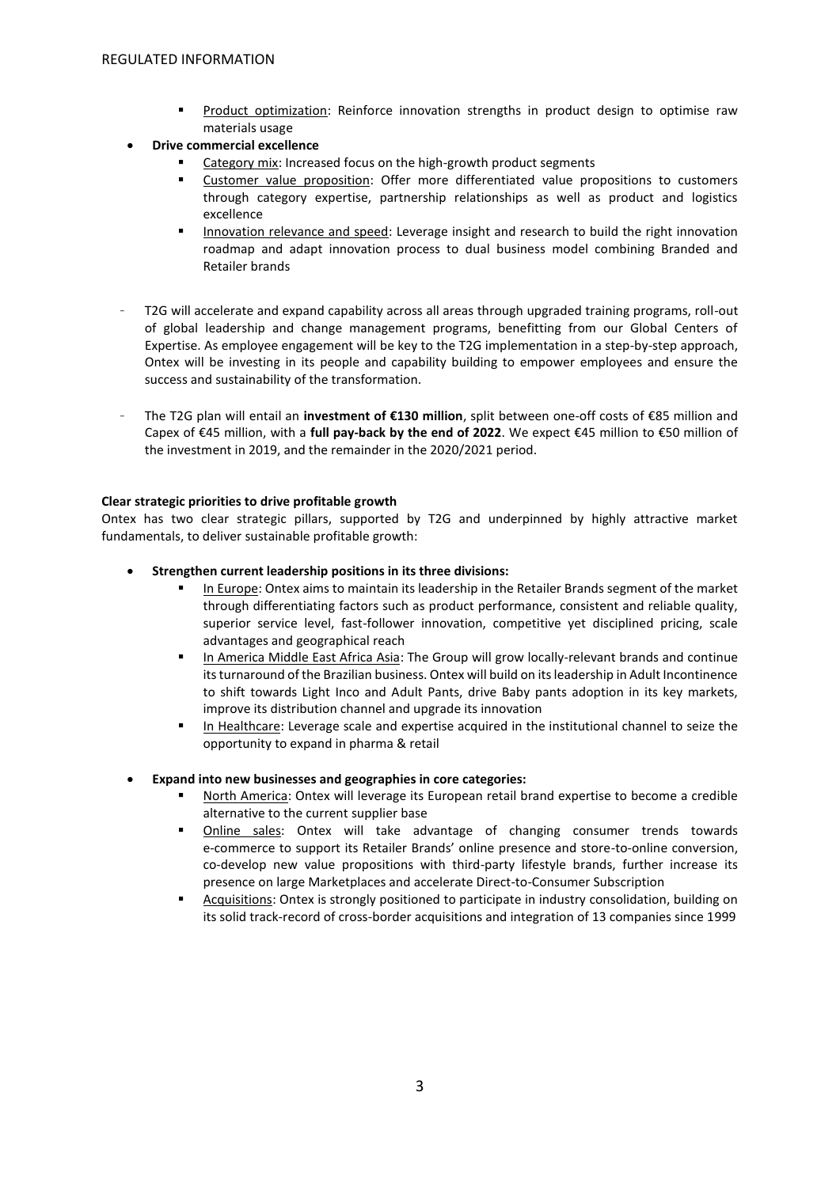- Product optimization: Reinforce innovation strengths in product design to optimise raw materials usage
- **Drive commercial excellence**
  - Category mix: Increased focus on the high-growth product segments
  - Customer value proposition: Offer more differentiated value propositions to customers through category expertise, partnership relationships as well as product and logistics excellence
  - Innovation relevance and speed: Leverage insight and research to build the right innovation roadmap and adapt innovation process to dual business model combining Branded and Retailer brands

- T2G will accelerate and expand capability across all areas through upgraded training programs, roll-out of global leadership and change management programs, benefitting from our Global Centers of Expertise. As employee engagement will be key to the T2G implementation in a step-by-step approach, Ontex will be investing in its people and capability building to empower employees and ensure the success and sustainability of the transformation.

- The T2G plan will entail an **investment of €130 million**, split between one-off costs of €85 million and Capex of €45 million, with a **full pay-back by the end of 2022**. We expect €45 million to €50 million of the investment in 2019, and the remainder in the 2020/2021 period.

**Clear strategic priorities to drive profitable growth**

Ontex has two clear strategic pillars, supported by T2G and underpinned by highly attractive market fundamentals, to deliver sustainable profitable growth:

- **Strengthen current leadership positions in its three divisions:**
  - In Europe: Ontex aims to maintain its leadership in the Retailer Brands segment of the market through differentiating factors such as product performance, consistent and reliable quality, superior service level, fast-follower innovation, competitive yet disciplined pricing, scale advantages and geographical reach
  - In America Middle East Africa Asia: The Group will grow locally-relevant brands and continue its turnaround of the Brazilian business. Ontex will build on its leadership in Adult Incontinence to shift towards Light Inco and Adult Pants, drive Baby pants adoption in its key markets, improve its distribution channel and upgrade its innovation
  - In Healthcare: Leverage scale and expertise acquired in the institutional channel to seize the opportunity to expand in pharma & retail

- **Expand into new businesses and geographies in core categories:**
  - North America: Ontex will leverage its European retail brand expertise to become a credible alternative to the current supplier base
  - Online sales: Ontex will take advantage of changing consumer trends towards e-commerce to support its Retailer Brands' online presence and store-to-online conversion, co-develop new value propositions with third-party lifestyle brands, further increase its presence on large Marketplaces and accelerate Direct-to-Consumer Subscription
  - Acquisitions: Ontex is strongly positioned to participate in industry consolidation, building on its solid track-record of cross-border acquisitions and integration of 13 companies since 1999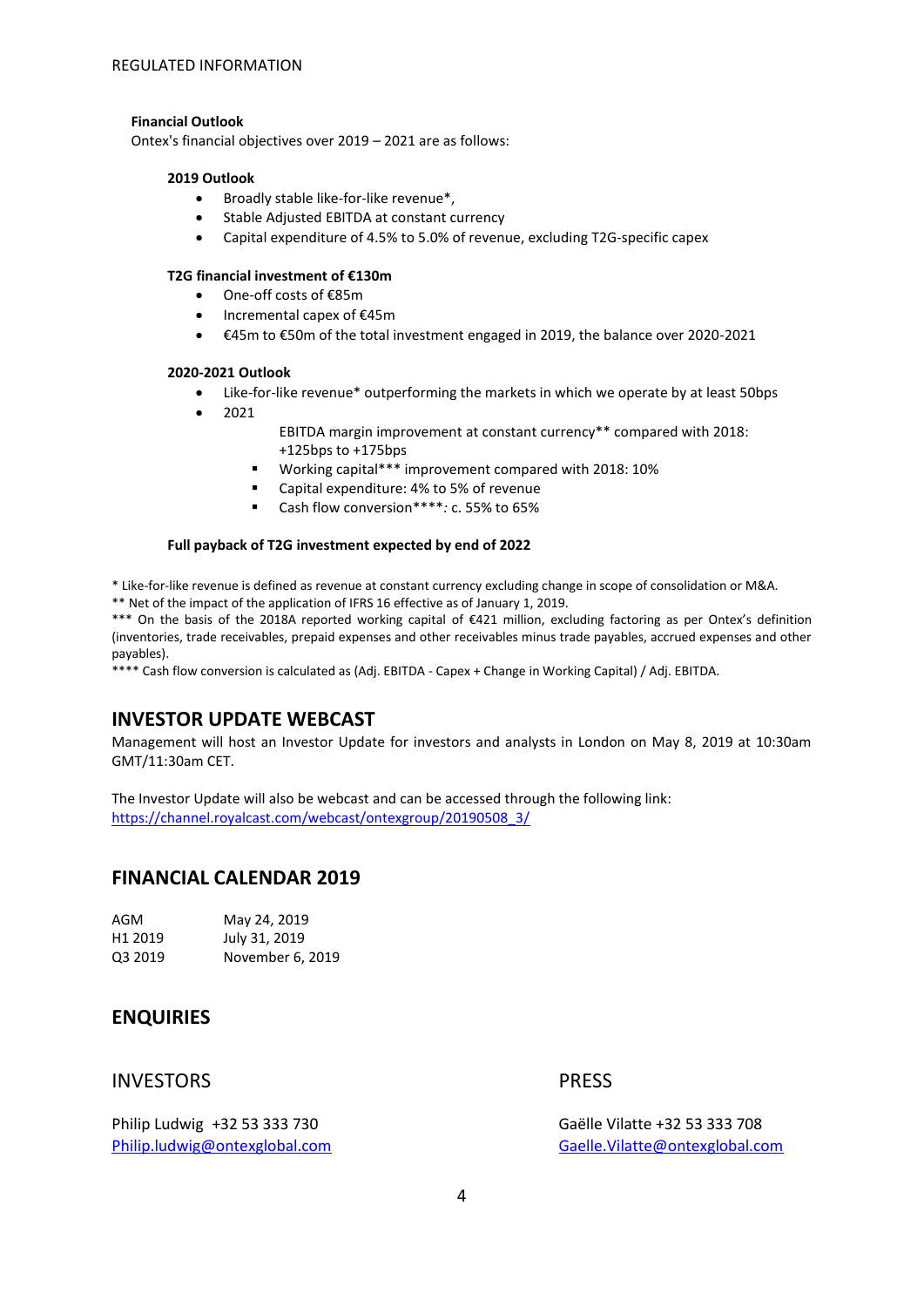**Financial Outlook**

Ontex's financial objectives over 2019 – 2021 are as follows:

**2019 Outlook**

- Broadly stable like-for-like revenue*,
- Stable Adjusted EBITDA at constant currency
- Capital expenditure of 4.5% to 5.0% of revenue, excluding T2G-specific capex

**T2G financial investment of €130m**

- One-off costs of €85m
- Incremental capex of €45m
- €45m to €50m of the total investment engaged in 2019, the balance over 2020-2021

**2020-2021 Outlook**

- Like-for-like revenue* outperforming the markets in which we operate by at least 50bps
- 2021
  - EBITDA margin improvement at constant currency** compared with 2018: +125bps to +175bps
  - Working capital*** improvement compared with 2018: 10%
  - Capital expenditure: 4% to 5% of revenue
  - Cash flow conversion****: c. 55% to 65%

**Full payback of T2G investment expected by end of 2022**

* Like-for-like revenue is defined as revenue at constant currency excluding change in scope of consolidation or M&A.
** Net of the impact of the application of IFRS 16 effective as of January 1, 2019.
*** On the basis of the 2018A reported working capital of €421 million, excluding factoring as per Ontex's definition (inventories, trade receivables, prepaid expenses and other receivables minus trade payables, accrued expenses and other payables).
**** Cash flow conversion is calculated as (Adj. EBITDA - Capex + Change in Working Capital) / Adj. EBITDA.

## INVESTOR UPDATE WEBCAST

Management will host an Investor Update for investors and analysts in London on May 8, 2019 at 10:30am GMT/11:30am CET.

The Investor Update will also be webcast and can be accessed through the following link:
https://channel.royalcast.com/webcast/ontexgroup/20190508_3/

## FINANCIAL CALENDAR 2019

| | |
|---|---|
| AGM | May 24, 2019 |
| H1 2019 | July 31, 2019 |
| Q3 2019 | November 6, 2019 |

## ENQUIRIES

### INVESTORS

Philip Ludwig +32 53 333 730
Philip.ludwig@ontexglobal.com

### PRESS

Gaëlle Vilatte +32 53 333 708
Gaelle.Vilatte@ontexglobal.com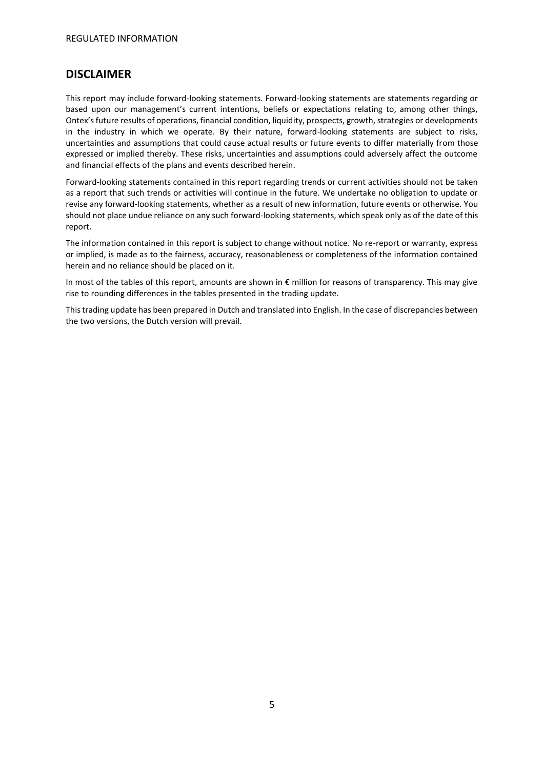## DISCLAIMER

This report may include forward-looking statements. Forward-looking statements are statements regarding or based upon our management's current intentions, beliefs or expectations relating to, among other things, Ontex's future results of operations, financial condition, liquidity, prospects, growth, strategies or developments in the industry in which we operate. By their nature, forward-looking statements are subject to risks, uncertainties and assumptions that could cause actual results or future events to differ materially from those expressed or implied thereby. These risks, uncertainties and assumptions could adversely affect the outcome and financial effects of the plans and events described herein.

Forward-looking statements contained in this report regarding trends or current activities should not be taken as a report that such trends or activities will continue in the future. We undertake no obligation to update or revise any forward-looking statements, whether as a result of new information, future events or otherwise. You should not place undue reliance on any such forward-looking statements, which speak only as of the date of this report.

The information contained in this report is subject to change without notice. No re-report or warranty, express or implied, is made as to the fairness, accuracy, reasonableness or completeness of the information contained herein and no reliance should be placed on it.

In most of the tables of this report, amounts are shown in € million for reasons of transparency. This may give rise to rounding differences in the tables presented in the trading update.

This trading update has been prepared in Dutch and translated into English. In the case of discrepancies between the two versions, the Dutch version will prevail.